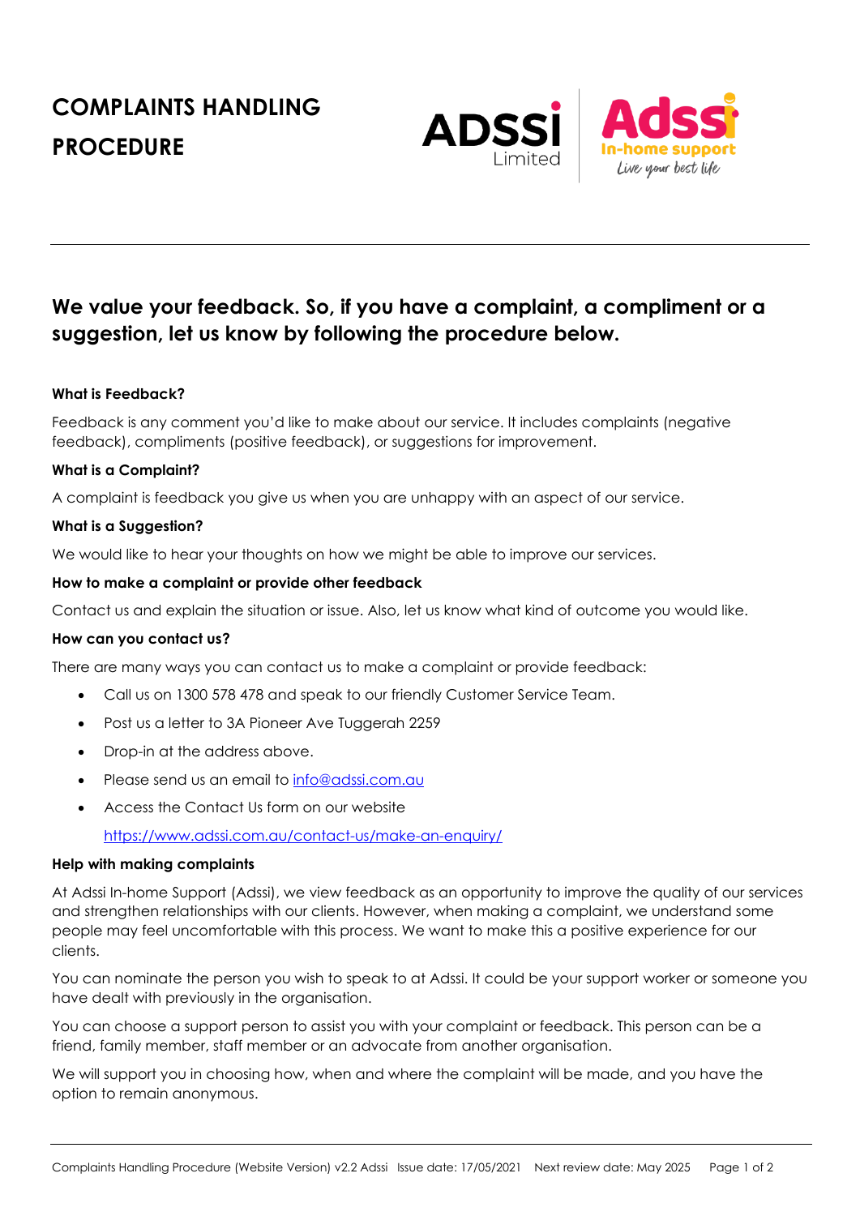# COMPLAINTS HANDLING PROCEDURE

## We value your feedback. So, if you have a complaint, a compliment or a suggestion, let us know by following the procedure below.

**What is Feedback?**

Feedback is any comment you'd like to make about our service. It includes complaints (negative feedback), compliments (positive feedback), or suggestions for improvement.

**What is a Complaint?**

A complaint is feedback you give us when you are unhappy with an aspect of our service.

**What is a Suggestion?**

We would like to hear your thoughts on how we might be able to improve our services.

**How to make a complaint or provide other feedback**

Contact us and explain the situation or issue. Also, let us know what kind of outcome you would like.

**How can you contact us?**

There are many ways you can contact us to make a complaint or provide feedback:

- Call us on 1300 578 478 and speak to our friendly Customer Service Team.
- Post us a letter to 3A Pioneer Ave Tuggerah 2259
- Drop-in at the address above.
- Please send us an email to info@adssi.com.au
- Access the Contact Us form on our website

  https://www.adssi.com.au/contact-us/make-an-enquiry/

**Help with making complaints**

At Adssi In-home Support (Adssi), we view feedback as an opportunity to improve the quality of our services and strengthen relationships with our clients. However, when making a complaint, we understand some people may feel uncomfortable with this process. We want to make this a positive experience for our clients.

You can nominate the person you wish to speak to at Adssi. It could be your support worker or someone you have dealt with previously in the organisation.

You can choose a support person to assist you with your complaint or feedback. This person can be a friend, family member, staff member or an advocate from another organisation.

We will support you in choosing how, when and where the complaint will be made, and you have the option to remain anonymous.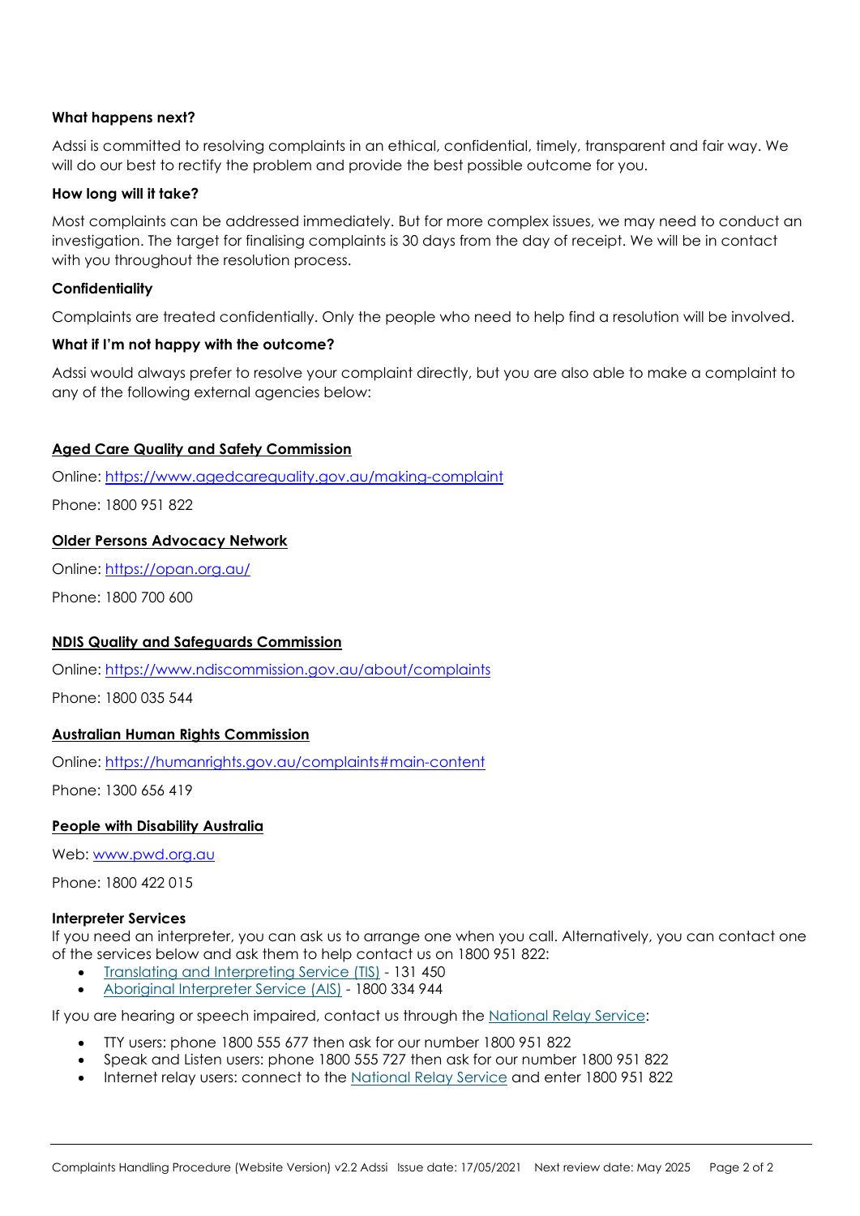**What happens next?**

Adssi is committed to resolving complaints in an ethical, confidential, timely, transparent and fair way. We will do our best to rectify the problem and provide the best possible outcome for you.

**How long will it take?**

Most complaints can be addressed immediately. But for more complex issues, we may need to conduct an investigation. The target for finalising complaints is 30 days from the day of receipt. We will be in contact with you throughout the resolution process.

**Confidentiality**

Complaints are treated confidentially. Only the people who need to help find a resolution will be involved.

**What if I'm not happy with the outcome?**

Adssi would always prefer to resolve your complaint directly, but you are also able to make a complaint to any of the following external agencies below:

**Aged Care Quality and Safety Commission**

Online: https://www.agedcarequality.gov.au/making-complaint

Phone: 1800 951 822

**Older Persons Advocacy Network**

Online: https://opan.org.au/

Phone: 1800 700 600

**NDIS Quality and Safeguards Commission**

Online: https://www.ndiscommission.gov.au/about/complaints

Phone: 1800 035 544

**Australian Human Rights Commission**

Online: https://humanrights.gov.au/complaints#main-content

Phone: 1300 656 419

**People with Disability Australia**

Web: www.pwd.org.au

Phone: 1800 422 015

**Interpreter Services**

If you need an interpreter, you can ask us to arrange one when you call. Alternatively, you can contact one of the services below and ask them to help contact us on 1800 951 822:

- Translating and Interpreting Service (TIS) - 131 450
- Aboriginal Interpreter Service (AIS) - 1800 334 944

If you are hearing or speech impaired, contact us through the National Relay Service:

- TTY users: phone 1800 555 677 then ask for our number 1800 951 822
- Speak and Listen users: phone 1800 555 727 then ask for our number 1800 951 822
- Internet relay users: connect to the National Relay Service and enter 1800 951 822